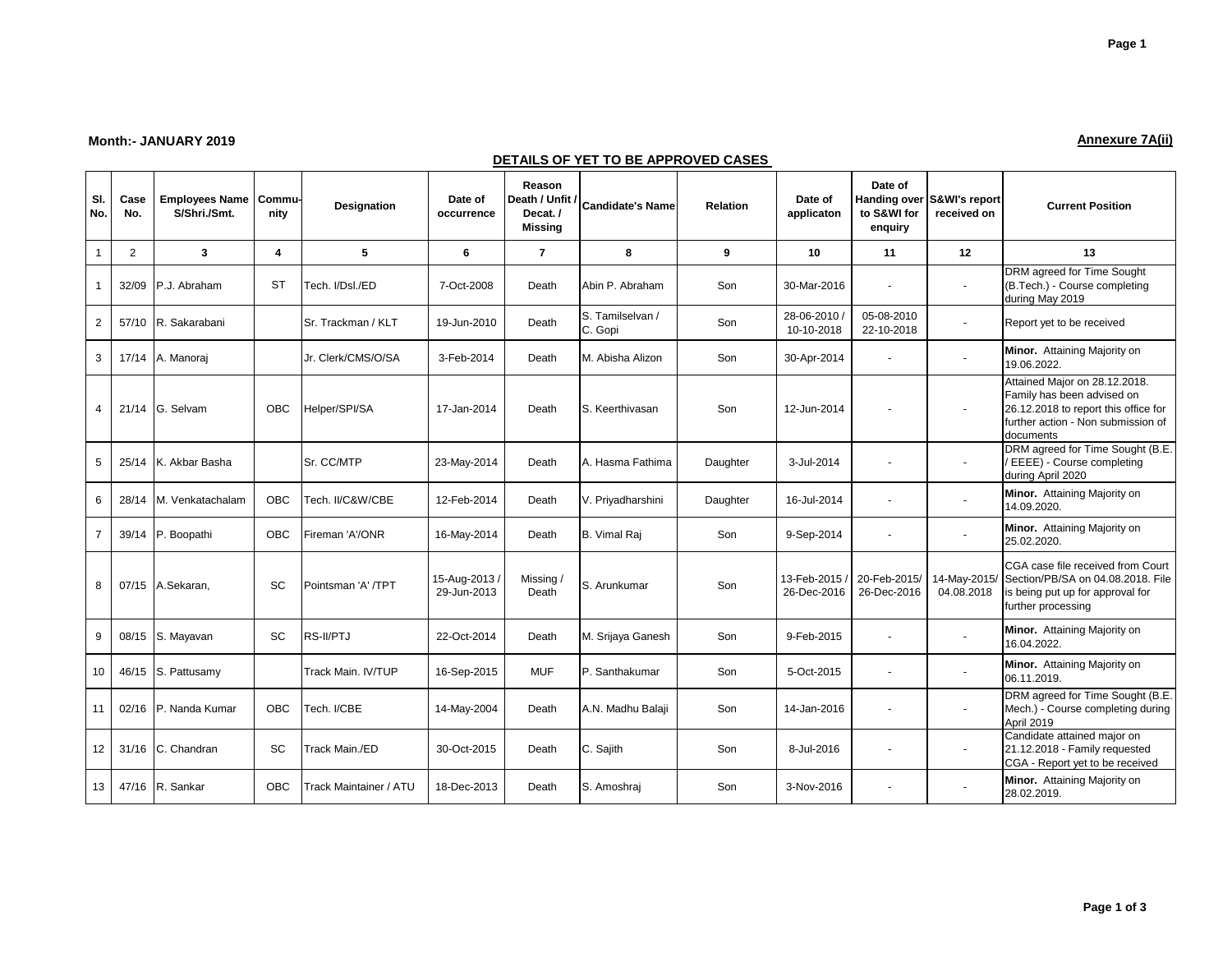**Month:- JANUARY 2019**

**Annexure 7A(ii)**

## DETAILS OF YET TO BE APPROVED CASES

| Sl. No. | Case No. | Employees Name S/Shri./Smt. | Commu-nity | Designation | Date of occurrence | Reason Death / Unfit / Decat. / Missing | Candidate's Name | Relation | Date of applicaton | Date of Handing over to S&WI for enquiry | S&WI's report received on | Current Position |
|---|---|---|---|---|---|---|---|---|---|---|---|---|
| 1 | 2 | 3 | 4 | 5 | 6 | 7 | 8 | 9 | 10 | 11 | 12 | 13 |
| 1 | 32/09 | P.J. Abraham | ST | Tech. I/Dsl./ED | 7-Oct-2008 | Death | Abin P. Abraham | Son | 30-Mar-2016 | - | - | DRM agreed for Time Sought (B.Tech.) - Course completing during May 2019 |
| 2 | 57/10 | R. Sakarabani | | Sr. Trackman / KLT | 19-Jun-2010 | Death | S. Tamilselvan / C. Gopi | Son | 28-06-2010 / 10-10-2018 | 05-08-2010 22-10-2018 | - | Report yet to be received |
| 3 | 17/14 | A. Manoraj | | Jr. Clerk/CMS/O/SA | 3-Feb-2014 | Death | M. Abisha Alizon | Son | 30-Apr-2014 | - | - | **Minor.** Attaining Majority on 19.06.2022. |
| 4 | 21/14 | G. Selvam | OBC | Helper/SPI/SA | 17-Jan-2014 | Death | S. Keerthivasan | Son | 12-Jun-2014 | - | - | Attained Major on 28.12.2018. Family has been advised on 26.12.2018 to report this office for further action - Non submission of documents |
| 5 | 25/14 | K. Akbar Basha | | Sr. CC/MTP | 23-May-2014 | Death | A. Hasma Fathima | Daughter | 3-Jul-2014 | - | - | DRM agreed for Time Sought (B.E. / EEEE) - Course completing during April 2020 |
| 6 | 28/14 | M. Venkatachalam | OBC | Tech. II/C&W/CBE | 12-Feb-2014 | Death | V. Priyadharshini | Daughter | 16-Jul-2014 | - | - | **Minor.** Attaining Majority on 14.09.2020. |
| 7 | 39/14 | P. Boopathi | OBC | Fireman 'A'/ONR | 16-May-2014 | Death | B. Vimal Raj | Son | 9-Sep-2014 | - | - | **Minor.** Attaining Majority on 25.02.2020. |
| 8 | 07/15 | A.Sekaran, | SC | Pointsman 'A' /TPT | 15-Aug-2013 / 29-Jun-2013 | Missing / Death | S. Arunkumar | Son | 13-Feb-2015 / 26-Dec-2016 | 20-Feb-2015/ 26-Dec-2016 | 14-May-2015/ 04.08.2018 | CGA case file received from Court Section/PB/SA on 04.08.2018. File is being put up for approval for further processing |
| 9 | 08/15 | S. Mayavan | SC | RS-II/PTJ | 22-Oct-2014 | Death | M. Srijaya Ganesh | Son | 9-Feb-2015 | - | - | **Minor.** Attaining Majority on 16.04.2022. |
| 10 | 46/15 | S. Pattusamy | | Track Main. IV/TUP | 16-Sep-2015 | MUF | P. Santhakumar | Son | 5-Oct-2015 | - | - | **Minor.** Attaining Majority on 06.11.2019. |
| 11 | 02/16 | P. Nanda Kumar | OBC | Tech. I/CBE | 14-May-2004 | Death | A.N. Madhu Balaji | Son | 14-Jan-2016 | - | - | DRM agreed for Time Sought (B.E. Mech.) - Course completing during April 2019 |
| 12 | 31/16 | C. Chandran | SC | Track Main./ED | 30-Oct-2015 | Death | C. Sajith | Son | 8-Jul-2016 | - | - | Candidate attained major on 21.12.2018 - Family requested CGA - Report yet to be received |
| 13 | 47/16 | R. Sankar | OBC | Track Maintainer / ATU | 18-Dec-2013 | Death | S. Amoshraj | Son | 3-Nov-2016 | - | - | **Minor.** Attaining Majority on 28.02.2019. |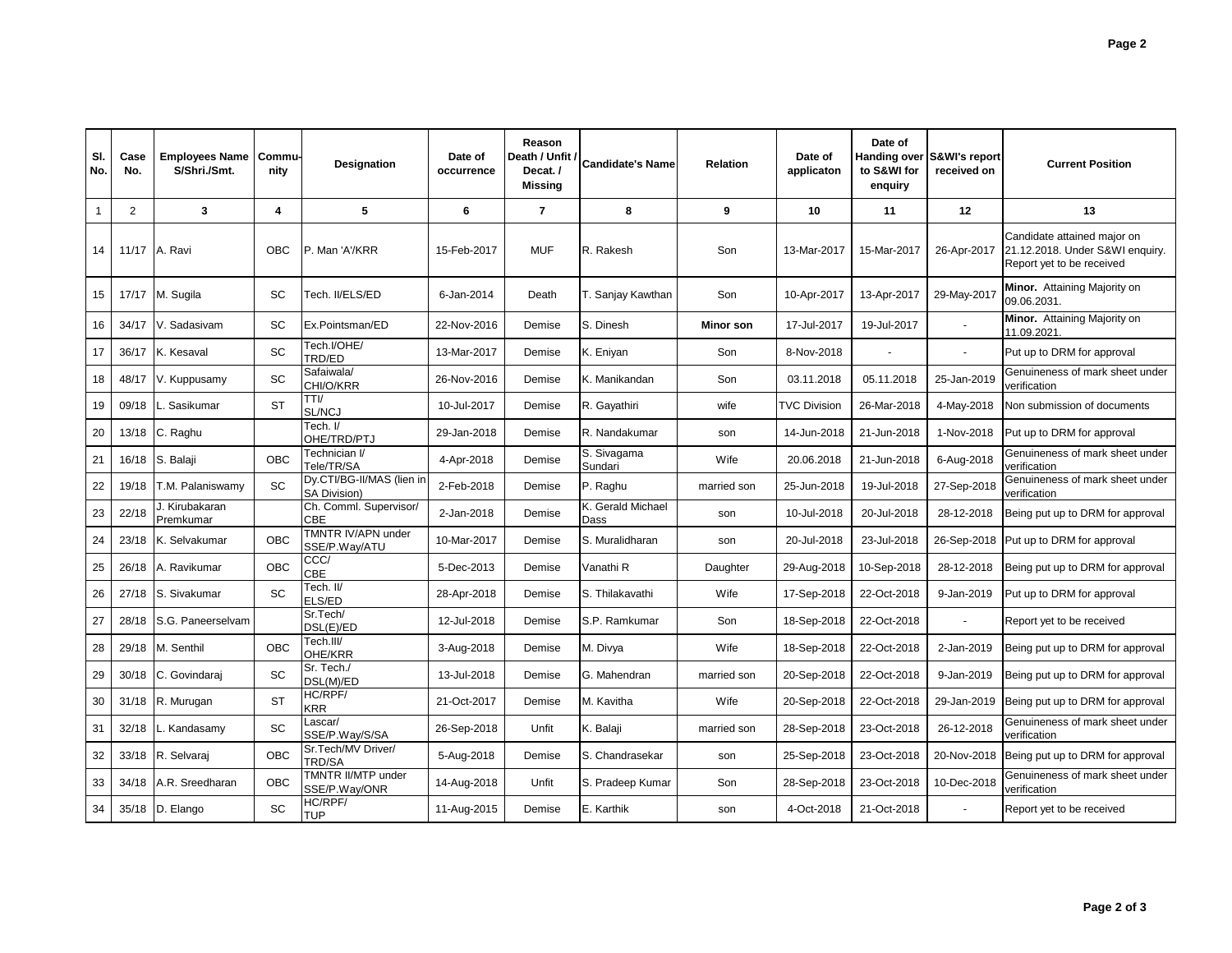| Sl. No. | Case No. | Employees Name S/Shri./Smt. | Community | Designation | Date of occurrence | Reason Death / Unfit / Decat. / Missing | Candidate's Name | Relation | Date of applicaton | Date of Handing over to S&WI for enquiry | S&WI's report received on | Current Position |
|---|---|---|---|---|---|---|---|---|---|---|---|---|
| 1 | 2 | 3 | 4 | 5 | 6 | 7 | 8 | 9 | 10 | 11 | 12 | 13 |
| 14 | 11/17 | A. Ravi | OBC | P. Man 'A'/KRR | 15-Feb-2017 | MUF | R. Rakesh | Son | 13-Mar-2017 | 15-Mar-2017 | 26-Apr-2017 | Candidate attained major on 21.12.2018. Under S&WI enquiry. Report yet to be received |
| 15 | 17/17 | M. Sugila | SC | Tech. II/ELS/ED | 6-Jan-2014 | Death | T. Sanjay Kawthan | Son | 10-Apr-2017 | 13-Apr-2017 | 29-May-2017 | **Minor.** Attaining Majority on 09.06.2031. |
| 16 | 34/17 | V. Sadasivam | SC | Ex.Pointsman/ED | 22-Nov-2016 | Demise | S. Dinesh | **Minor son** | 17-Jul-2017 | 19-Jul-2017 | - | **Minor.** Attaining Majority on 11.09.2021. |
| 17 | 36/17 | K. Kesaval | SC | Tech.I/OHE/ TRD/ED | 13-Mar-2017 | Demise | K. Eniyan | Son | 8-Nov-2018 | - | - | Put up to DRM for approval |
| 18 | 48/17 | V. Kuppusamy | SC | Safaiwala/ CHI/O/KRR | 26-Nov-2016 | Demise | K. Manikandan | Son | 03.11.2018 | 05.11.2018 | 25-Jan-2019 | Genuineness of mark sheet under verification |
| 19 | 09/18 | L. Sasikumar | ST | TTI/ SL/NCJ | 10-Jul-2017 | Demise | R. Gayathiri | wife | TVC Division | 26-Mar-2018 | 4-May-2018 | Non submission of documents |
| 20 | 13/18 | C. Raghu | | Tech. I/ OHE/TRD/PTJ | 29-Jan-2018 | Demise | R. Nandakumar | son | 14-Jun-2018 | 21-Jun-2018 | 1-Nov-2018 | Put up to DRM for approval |
| 21 | 16/18 | S. Balaji | OBC | Technician I/ Tele/TR/SA | 4-Apr-2018 | Demise | S. Sivagama Sundari | Wife | 20.06.2018 | 21-Jun-2018 | 6-Aug-2018 | Genuineness of mark sheet under verification |
| 22 | 19/18 | T.M. Palaniswamy | SC | Dy.CTI/BG-II/MAS (lien in SA Division) | 2-Feb-2018 | Demise | P. Raghu | married son | 25-Jun-2018 | 19-Jul-2018 | 27-Sep-2018 | Genuineness of mark sheet under verification |
| 23 | 22/18 | J. Kirubakaran Premkumar | | Ch. Comml. Supervisor/ CBE | 2-Jan-2018 | Demise | K. Gerald Michael Dass | son | 10-Jul-2018 | 20-Jul-2018 | 28-12-2018 | Being put up to DRM for approval |
| 24 | 23/18 | K. Selvakumar | OBC | TMNTR IV/APN under SSE/P.Way/ATU | 10-Mar-2017 | Demise | S. Muralidharan | son | 20-Jul-2018 | 23-Jul-2018 | 26-Sep-2018 | Put up to DRM for approval |
| 25 | 26/18 | A. Ravikumar | OBC | CCC/ CBE | 5-Dec-2013 | Demise | Vanathi R | Daughter | 29-Aug-2018 | 10-Sep-2018 | 28-12-2018 | Being put up to DRM for approval |
| 26 | 27/18 | S. Sivakumar | SC | Tech. II/ ELS/ED | 28-Apr-2018 | Demise | S. Thilakavathi | Wife | 17-Sep-2018 | 22-Oct-2018 | 9-Jan-2019 | Put up to DRM for approval |
| 27 | 28/18 | S.G. Paneerselvam | | Sr.Tech/ DSL(E)/ED | 12-Jul-2018 | Demise | S.P. Ramkumar | Son | 18-Sep-2018 | 22-Oct-2018 | - | Report yet to be received |
| 28 | 29/18 | M. Senthil | OBC | Tech.III/ OHE/KRR | 3-Aug-2018 | Demise | M. Divya | Wife | 18-Sep-2018 | 22-Oct-2018 | 2-Jan-2019 | Being put up to DRM for approval |
| 29 | 30/18 | C. Govindaraj | SC | Sr. Tech./ DSL(M)/ED | 13-Jul-2018 | Demise | G. Mahendran | married son | 20-Sep-2018 | 22-Oct-2018 | 9-Jan-2019 | Being put up to DRM for approval |
| 30 | 31/18 | R. Murugan | ST | HC/RPF/ KRR | 21-Oct-2017 | Demise | M. Kavitha | Wife | 20-Sep-2018 | 22-Oct-2018 | 29-Jan-2019 | Being put up to DRM for approval |
| 31 | 32/18 | L. Kandasamy | SC | Lascar/ SSE/P.Way/S/SA | 26-Sep-2018 | Unfit | K. Balaji | married son | 28-Sep-2018 | 23-Oct-2018 | 26-12-2018 | Genuineness of mark sheet under verification |
| 32 | 33/18 | R. Selvaraj | OBC | Sr.Tech/MV Driver/ TRD/SA | 5-Aug-2018 | Demise | S. Chandrasekar | son | 25-Sep-2018 | 23-Oct-2018 | 20-Nov-2018 | Being put up to DRM for approval |
| 33 | 34/18 | A.R. Sreedharan | OBC | TMNTR II/MTP under SSE/P.Way/ONR | 14-Aug-2018 | Unfit | S. Pradeep Kumar | Son | 28-Sep-2018 | 23-Oct-2018 | 10-Dec-2018 | Genuineness of mark sheet under verification |
| 34 | 35/18 | D. Elango | SC | HC/RPF/ TUP | 11-Aug-2015 | Demise | E. Karthik | son | 4-Oct-2018 | 21-Oct-2018 | - | Report yet to be received |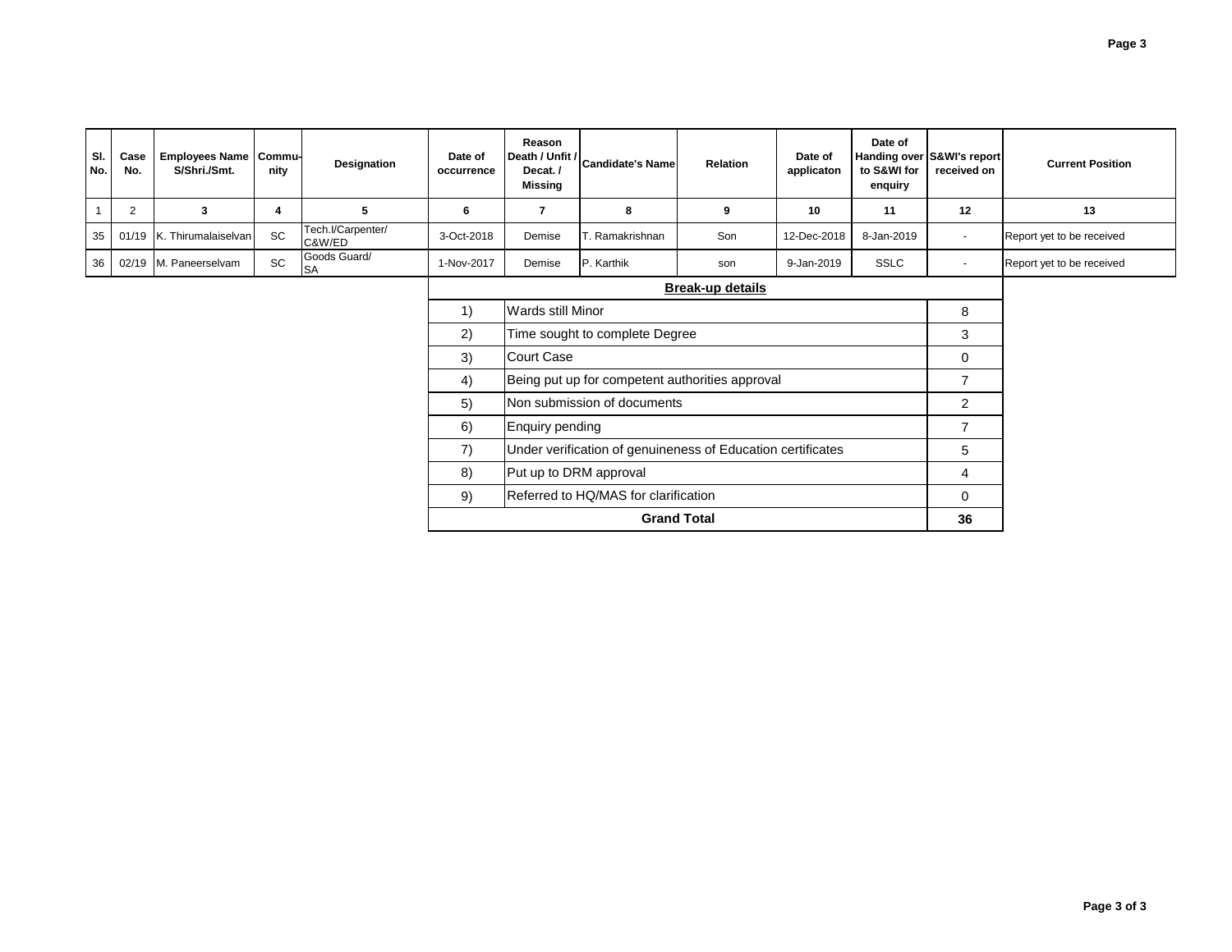| Sl. No. | Case No. | Employees Name S/Shri./Smt. | Commu-nity | Designation | Date of occurrence | Reason Death / Unfit / Decat. / Missing | Candidate's Name | Relation | Date of applicaton | Date of Handing over to S&WI for enquiry | S&WI's report received on | Current Position |
|---|---|---|---|---|---|---|---|---|---|---|---|---|
| 1 | 2 | 3 | 4 | 5 | 6 | 7 | 8 | 9 | 10 | 11 | 12 | 13 |
| 35 | 01/19 | K. Thirumalaiselvan | SC | Tech.I/Carpenter/ C&W/ED | 3-Oct-2018 | Demise | T. Ramakrishnan | Son | 12-Dec-2018 | 8-Jan-2019 | - | Report yet to be received |
| 36 | 02/19 | M. Paneerselvam | SC | Goods Guard/ SA | 1-Nov-2017 | Demise | P. Karthik | son | 9-Jan-2019 | SSLC | - | Report yet to be received |

| **Break-up details** | | |
|---|---|---|
| 1) | Wards still Minor | 8 |
| 2) | Time sought to complete Degree | 3 |
| 3) | Court Case | 0 |
| 4) | Being put up for competent authorities approval | 7 |
| 5) | Non submission of documents | 2 |
| 6) | Enquiry pending | 7 |
| 7) | Under verification of genuineness of Education certificates | 5 |
| 8) | Put up to DRM approval | 4 |
| 9) | Referred to HQ/MAS for clarification | 0 |
| | **Grand Total** | **36** |